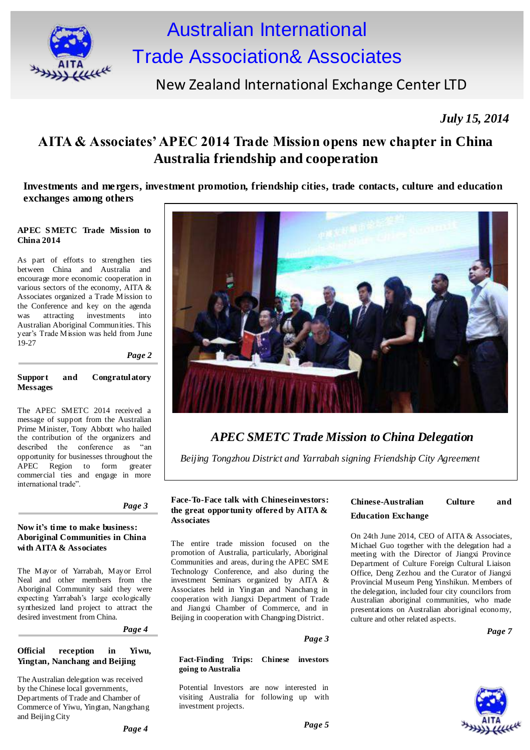# Australian International Trade Association& Associates

New Zealand International Exchange Center LTD

*July 15, 2014*

## AITA & Associates' APEC 2014 Trade Mission opens new chapter in China Australia friendship and cooperation

**Investments and mergers, investment promotion, friendship cities, trade contacts, culture and education exchanges among others**

*APEC SMETC Trade Mission to China Delegation*

*Beijing Tongzhou District and Yarrabah signing Friendship City Agreement*

### APEC SMETC Trade Mission to China 2014

As part of efforts to strengthen ties between China and Australia and encourage more economic cooperation in various sectors of the economy, AITA & Associates organized a Trade Mission to the Conference and key on the agenda was attracting investments into Australian Aboriginal Communities. This year's Trade Mission was held from June 19-27

***Page 2***

### Support and Congratulatory Messages

The APEC SMETC 2014 received a message of support from the Australian Prime Minister, Tony Abbott who hailed the contribution of the organizers and described the conference as "an opportunity for businesses throughout the APEC Region to form greater commercial ties and engage in more international trade".

***Page 3***

### Now it's time to make business: Aboriginal Communities in China with AITA & Associates

The Mayor of Yarrabah, Mayor Errol Neal and other members from the Aboriginal Community said they were expecting Yarrabah's large ecologically synthesized land project to attract the desired investment from China.

***Page 4***

### Official reception in Yiwu, Yingtan, Nanchang and Beijing

The Australian delegation was received by the Chinese local governments, Departments of Trade and Chamber of Commerce of Yiwu, Yingtan, Nangchang and Beijing City

***Page 4***

### Face-To-Face talk with Chineseinvestors: the great opportunity offered by AITA & Associates

The entire trade mission focused on the promotion of Australia, particularly, Aboriginal Communities and areas, during the APEC SME Technology Conference, and also during the investment Seminars organized by AITA & Associates held in Yingtan and Nanchang in cooperation with Jiangxi Department of Trade and Jiangxi Chamber of Commerce, and in Beijing in cooperation with Changping District.

***Page 3***

### Fact-Finding Trips: Chinese investors going to Australia

Potential Investors are now interested in visiting Australia for following up with investment projects.

***Page 5***

### Chinese-Australian Culture and Education Exchange

On 24th June 2014, CEO of AITA & Associates, Michael Guo together with the delegation had a meeting with the Director of Jiangxi Province Department of Culture Foreign Cultural Liaison Office, Deng Zezhou and the Curator of Jiangxi Provincial Museum Peng Yinshikun. Members of the delegation, included four city councilors from Australian aboriginal communities, who made presentations on Australian aboriginal economy, culture and other related aspects.

***Page 7***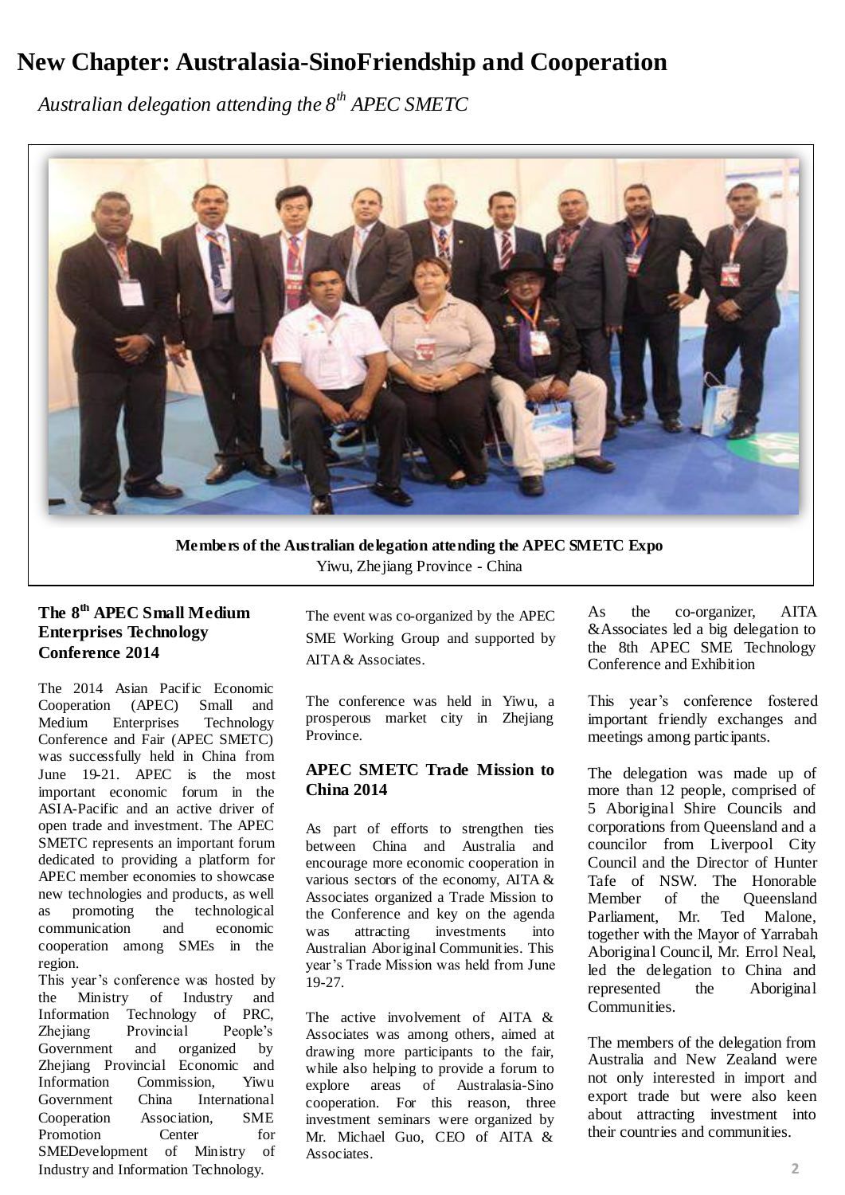# New Chapter: Australasia-SinoFriendship and Cooperation

*Australian delegation attending the 8th APEC SMETC*

**Members of the Australian delegation attending the APEC SMETC Expo**
Yiwu, Zhejiang Province - China

### The 8th APEC Small Medium Enterprises Technology Conference 2014

The 2014 Asian Pacific Economic Cooperation (APEC) Small and Medium Enterprises Technology Conference and Fair (APEC SMETC) was successfully held in China from June 19-21. APEC is the most important economic forum in the ASIA-Pacific and an active driver of open trade and investment. The APEC SMETC represents an important forum dedicated to providing a platform for APEC member economies to showcase new technologies and products, as well as promoting the technological communication and economic cooperation among SMEs in the region.

This year's conference was hosted by the Ministry of Industry and Information Technology of PRC, Zhejiang Provincial People's Government and organized by Zhejiang Provincial Economic and Information Commission, Yiwu Government China International Cooperation Association, SME Promotion Center for SMEDevelopment of Ministry of Industry and Information Technology.

The event was co-organized by the APEC SME Working Group and supported by AITA & Associates.

The conference was held in Yiwu, a prosperous market city in Zhejiang Province.

### APEC SMETC Trade Mission to China 2014

As part of efforts to strengthen ties between China and Australia and encourage more economic cooperation in various sectors of the economy, AITA & Associates organized a Trade Mission to the Conference and key on the agenda was attracting investments into Australian Aboriginal Communities. This year's Trade Mission was held from June 19-27.

The active involvement of AITA & Associates was among others, aimed at drawing more participants to the fair, while also helping to provide a forum to explore areas of Australasia-Sino cooperation. For this reason, three investment seminars were organized by Mr. Michael Guo, CEO of AITA & Associates.

As the co-organizer, AITA &Associates led a big delegation to the 8th APEC SME Technology Conference and Exhibition

This year's conference fostered important friendly exchanges and meetings among participants.

The delegation was made up of more than 12 people, comprised of 5 Aboriginal Shire Councils and corporations from Queensland and a councilor from Liverpool City Council and the Director of Hunter Tafe of NSW. The Honorable Member of the Queensland Parliament, Mr. Ted Malone, together with the Mayor of Yarrabah Aboriginal Council, Mr. Errol Neal, led the delegation to China and represented the Aboriginal Communities.

The members of the delegation from Australia and New Zealand were not only interested in import and export trade but were also keen about attracting investment into their countries and communities.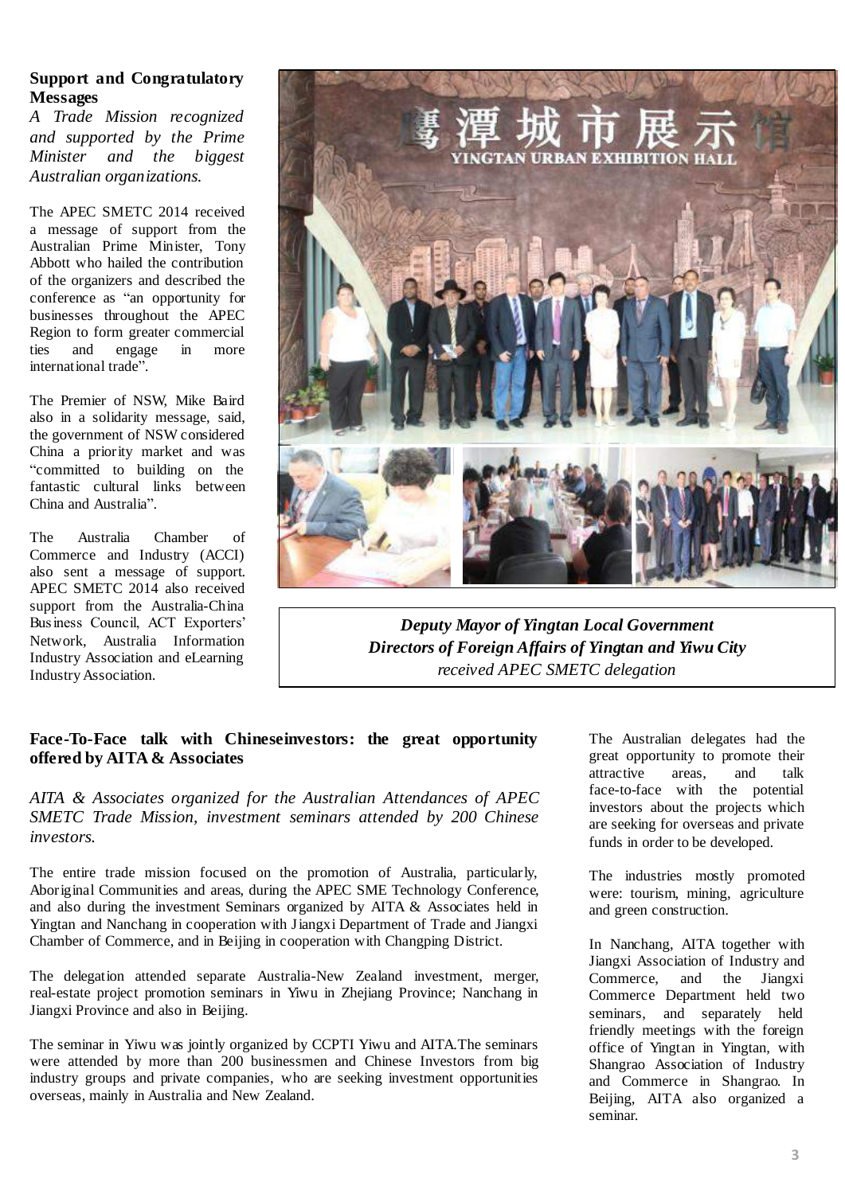### Support and Congratulatory Messages

*A Trade Mission recognized and supported by the Prime Minister and the biggest Australian organizations.*

The APEC SMETC 2014 received a message of support from the Australian Prime Minister, Tony Abbott who hailed the contribution of the organizers and described the conference as "an opportunity for businesses throughout the APEC Region to form greater commercial ties and engage in more international trade".

The Premier of NSW, Mike Baird also in a solidarity message, said, the government of NSW considered China a priority market and was "committed to building on the fantastic cultural links between China and Australia".

The Australia Chamber of Commerce and Industry (ACCI) also sent a message of support. APEC SMETC 2014 also received support from the Australia-China Business Council, ACT Exporters' Network, Australia Information Industry Association and eLearning Industry Association.

***Deputy Mayor of Yingtan Local Government***
***Directors of Foreign Affairs of Yingtan and Yiwu City***
*received APEC SMETC delegation*

### Face-To-Face talk with Chineseinvestors: the great opportunity offered by AITA & Associates

*AITA & Associates organized for the Australian Attendances of APEC SMETC Trade Mission, investment seminars attended by 200 Chinese investors.*

The entire trade mission focused on the promotion of Australia, particularly, Aboriginal Communities and areas, during the APEC SME Technology Conference, and also during the investment Seminars organized by AITA & Associates held in Yingtan and Nanchang in cooperation with Jiangxi Department of Trade and Jiangxi Chamber of Commerce, and in Beijing in cooperation with Changping District.

The delegation attended separate Australia-New Zealand investment, merger, real-estate project promotion seminars in Yiwu in Zhejiang Province; Nanchang in Jiangxi Province and also in Beijing.

The seminar in Yiwu was jointly organized by CCPTI Yiwu and AITA.The seminars were attended by more than 200 businessmen and Chinese Investors from big industry groups and private companies, who are seeking investment opportunities overseas, mainly in Australia and New Zealand.

The Australian delegates had the great opportunity to promote their attractive areas, and talk face-to-face with the potential investors about the projects which are seeking for overseas and private funds in order to be developed.

The industries mostly promoted were: tourism, mining, agriculture and green construction.

In Nanchang, AITA together with Jiangxi Association of Industry and Commerce, and the Jiangxi Commerce Department held two seminars, and separately held friendly meetings with the foreign office of Yingtan in Yingtan, with Shangrao Association of Industry and Commerce in Shangrao. In Beijing, AITA also organized a seminar.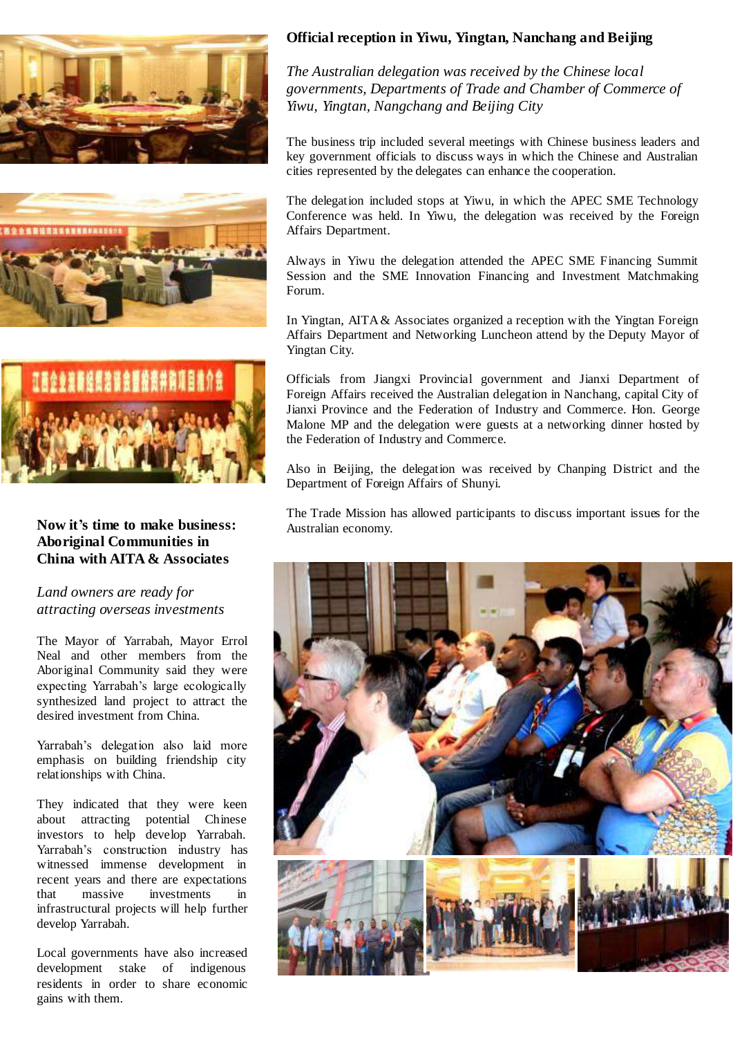## Official reception in Yiwu, Yingtan, Nanchang and Beijing

*The Australian delegation was received by the Chinese local governments, Departments of Trade and Chamber of Commerce of Yiwu, Yingtan, Nangchang and Beijing City*

The business trip included several meetings with Chinese business leaders and key government officials to discuss ways in which the Chinese and Australian cities represented by the delegates can enhance the cooperation.

The delegation included stops at Yiwu, in which the APEC SME Technology Conference was held. In Yiwu, the delegation was received by the Foreign Affairs Department.

Always in Yiwu the delegation attended the APEC SME Financing Summit Session and the SME Innovation Financing and Investment Matchmaking Forum.

In Yingtan, AITA & Associates organized a reception with the Yingtan Foreign Affairs Department and Networking Luncheon attend by the Deputy Mayor of Yingtan City.

Officials from Jiangxi Provincial government and Jianxi Department of Foreign Affairs received the Australian delegation in Nanchang, capital City of Jianxi Province and the Federation of Industry and Commerce. Hon. George Malone MP and the delegation were guests at a networking dinner hosted by the Federation of Industry and Commerce.

Also in Beijing, the delegation was received by Chanping District and the Department of Foreign Affairs of Shunyi.

The Trade Mission has allowed participants to discuss important issues for the Australian economy.

## Now it's time to make business: Aboriginal Communities in China with AITA & Associates

*Land owners are ready for attracting overseas investments*

The Mayor of Yarrabah, Mayor Errol Neal and other members from the Aboriginal Community said they were expecting Yarrabah's large ecologically synthesized land project to attract the desired investment from China.

Yarrabah's delegation also laid more emphasis on building friendship city relationships with China.

They indicated that they were keen about attracting potential Chinese investors to help develop Yarrabah. Yarrabah's construction industry has witnessed immense development in recent years and there are expectations that massive investments in infrastructural projects will help further develop Yarrabah.

Local governments have also increased development stake of indigenous residents in order to share economic gains with them.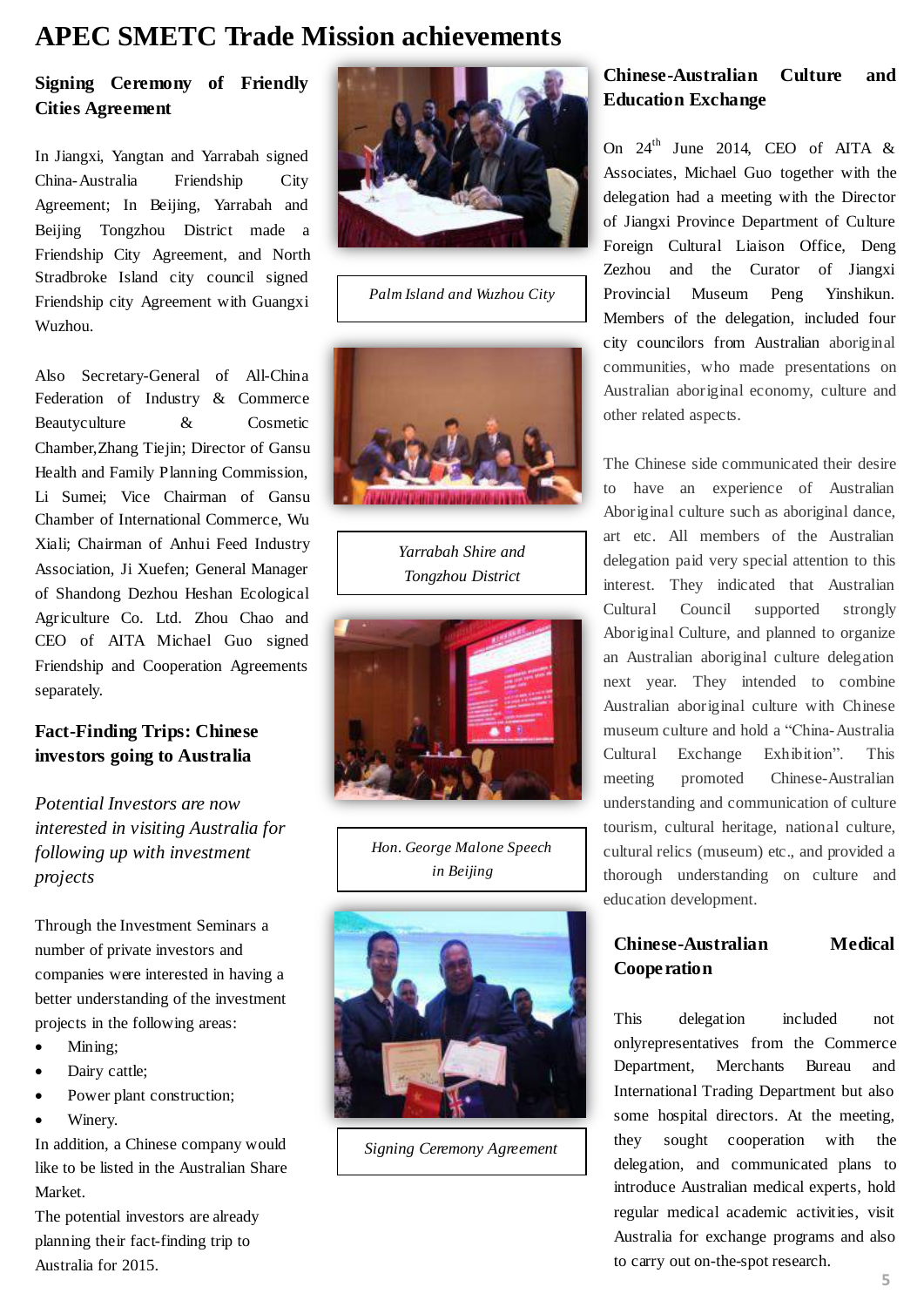# APEC SMETC Trade Mission achievements

## Signing Ceremony of Friendly Cities Agreement

In Jiangxi, Yangtan and Yarrabah signed China-Australia Friendship City Agreement; In Beijing, Yarrabah and Beijing Tongzhou District made a Friendship City Agreement, and North Stradbroke Island city council signed Friendship city Agreement with Guangxi Wuzhou.

Also Secretary-General of All-China Federation of Industry & Commerce Beautyculture & Cosmetic Chamber,Zhang Tiejin; Director of Gansu Health and Family Planning Commission, Li Sumei; Vice Chairman of Gansu Chamber of International Commerce, Wu Xiali; Chairman of Anhui Feed Industry Association, Ji Xuefen; General Manager of Shandong Dezhou Heshan Ecological Agriculture Co. Ltd. Zhou Chao and CEO of AITA Michael Guo signed Friendship and Cooperation Agreements separately.

## Fact-Finding Trips: Chinese investors going to Australia

*Potential Investors are now interested in visiting Australia for following up with investment projects*

Through the Investment Seminars a number of private investors and companies were interested in having a better understanding of the investment projects in the following areas:

- Mining;
- Dairy cattle;
- Power plant construction;
- Winery.

In addition, a Chinese company would like to be listed in the Australian Share Market.

The potential investors are already planning their fact-finding trip to Australia for 2015.

*Palm Island and Wuzhou City*

*Yarrabah Shire and Tongzhou District*

*Hon. George Malone Speech in Beijing*

*Signing Ceremony Agreement*

## Chinese-Australian Culture and Education Exchange

On 24th June 2014, CEO of AITA & Associates, Michael Guo together with the delegation had a meeting with the Director of Jiangxi Province Department of Culture Foreign Cultural Liaison Office, Deng Zezhou and the Curator of Jiangxi Provincial Museum Peng Yinshikun. Members of the delegation, included four city councilors from Australian aboriginal communities, who made presentations on Australian aboriginal economy, culture and other related aspects.

The Chinese side communicated their desire to have an experience of Australian Aboriginal culture such as aboriginal dance, art etc. All members of the Australian delegation paid very special attention to this interest. They indicated that Australian Cultural Council supported strongly Aboriginal Culture, and planned to organize an Australian aboriginal culture delegation next year. They intended to combine Australian aboriginal culture with Chinese museum culture and hold a "China-Australia Cultural Exchange Exhibition". This meeting promoted Chinese-Australian understanding and communication of culture tourism, cultural heritage, national culture, cultural relics (museum) etc., and provided a thorough understanding on culture and education development.

## Chinese-Australian Medical Cooperation

This delegation included not onlyrepresentatives from the Commerce Department, Merchants Bureau and International Trading Department but also some hospital directors. At the meeting, they sought cooperation with the delegation, and communicated plans to introduce Australian medical experts, hold regular medical academic activities, visit Australia for exchange programs and also to carry out on-the-spot research.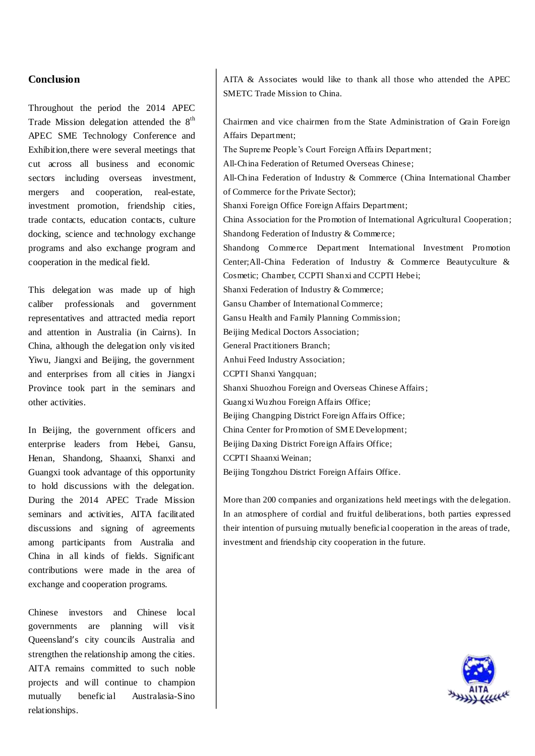## Conclusion

Throughout the period the 2014 APEC Trade Mission delegation attended the 8th APEC SME Technology Conference and Exhibition,there were several meetings that cut across all business and economic sectors including overseas investment, mergers and cooperation, real-estate, investment promotion, friendship cities, trade contacts, education contacts, culture docking, science and technology exchange programs and also exchange program and cooperation in the medical field.

This delegation was made up of high caliber professionals and government representatives and attracted media report and attention in Australia (in Cairns). In China, although the delegation only visited Yiwu, Jiangxi and Beijing, the government and enterprises from all cities in Jiangxi Province took part in the seminars and other activities.

In Beijing, the government officers and enterprise leaders from Hebei, Gansu, Henan, Shandong, Shaanxi, Shanxi and Guangxi took advantage of this opportunity to hold discussions with the delegation. During the 2014 APEC Trade Mission seminars and activities, AITA facilitated discussions and signing of agreements among participants from Australia and China in all kinds of fields. Significant contributions were made in the area of exchange and cooperation programs.

Chinese investors and Chinese local governments are planning will visit Queensland's city councils Australia and strengthen the relationship among the cities. AITA remains committed to such noble projects and will continue to champion mutually beneficial Australasia-Sino relationships.

AITA & Associates would like to thank all those who attended the APEC SMETC Trade Mission to China.

Chairmen and vice chairmen from the State Administration of Grain Foreign Affairs Department;
The Supreme People's Court Foreign Affairs Department;
All-China Federation of Returned Overseas Chinese;
All-China Federation of Industry & Commerce (China International Chamber of Commerce for the Private Sector);
Shanxi Foreign Office Foreign Affairs Department;
China Association for the Promotion of International Agricultural Cooperation;
Shandong Federation of Industry & Commerce;
Shandong Commerce Department International Investment Promotion Center;All-China Federation of Industry & Commerce Beautyculture & Cosmetic; Chamber, CCPTI Shanxi and CCPTI Hebei;
Shanxi Federation of Industry & Commerce;
Gansu Chamber of International Commerce;
Gansu Health and Family Planning Commission;
Beijing Medical Doctors Association;
General Practitioners Branch;
Anhui Feed Industry Association;
CCPTI Shanxi Yangquan;
Shanxi Shuozhou Foreign and Overseas Chinese Affairs;
Guangxi Wuzhou Foreign Affairs Office;
Beijing Changping District Foreign Affairs Office;
China Center for Promotion of SME Development;
Beijing Daxing District Foreign Affairs Office;
CCPTI Shaanxi Weinan;
Beijing Tongzhou District Foreign Affairs Office.

More than 200 companies and organizations held meetings with the delegation. In an atmosphere of cordial and fruitful deliberations, both parties expressed their intention of pursuing mutually beneficial cooperation in the areas of trade, investment and friendship city cooperation in the future.

AITA